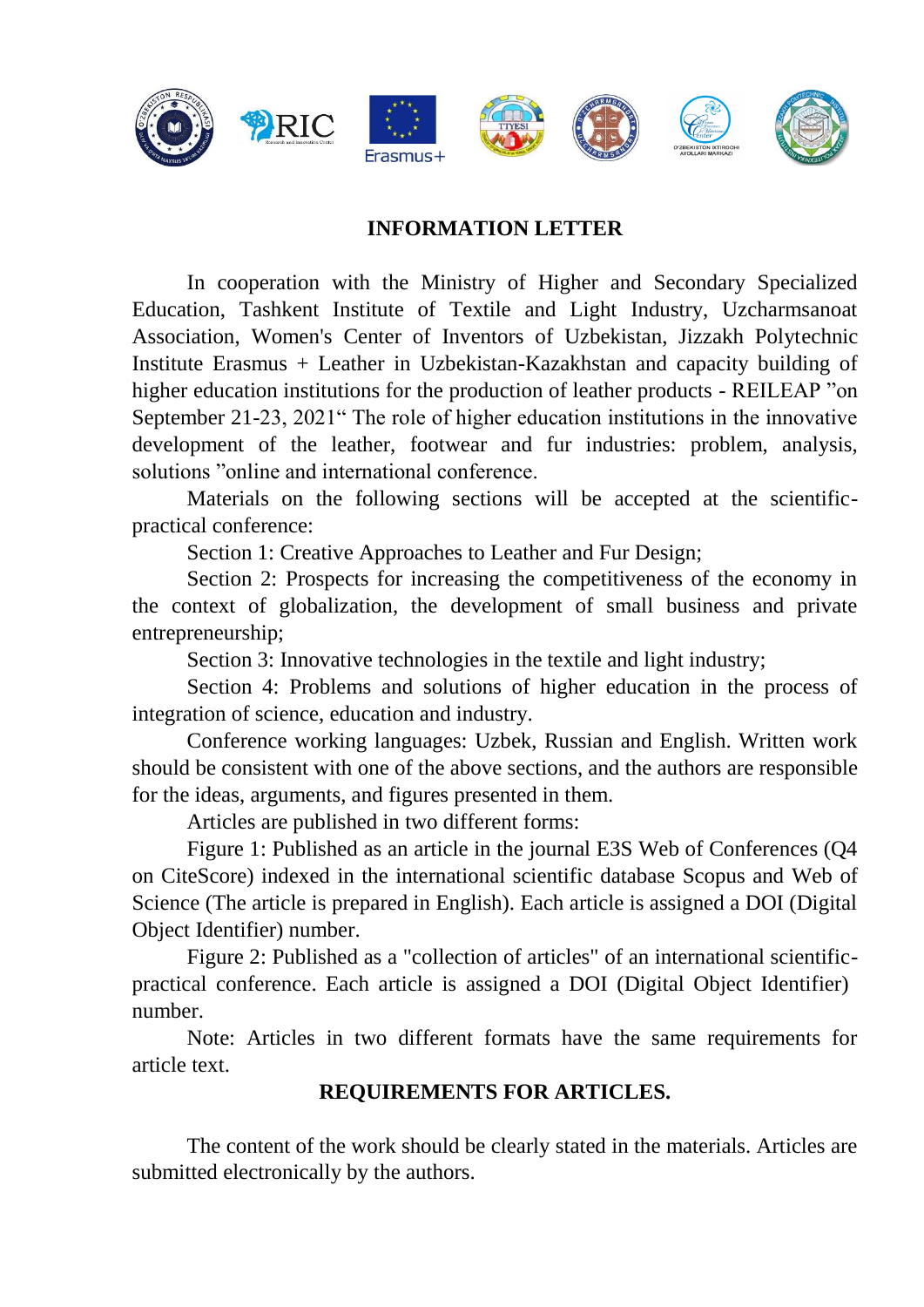## INFORMATION LETTER

In cooperation with the Ministry of Higher and Secondary Specialized Education, Tashkent Institute of Textile and Light Industry, Uzcharmsanoat Association, Women's Center of Inventors of Uzbekistan, Jizzakh Polytechnic Institute Erasmus + Leather in Uzbekistan-Kazakhstan and capacity building of higher education institutions for the production of leather products - REILEAP "on September 21-23, 2021" The role of higher education institutions in the innovative development of the leather, footwear and fur industries: problem, analysis, solutions "online and international conference.

Materials on the following sections will be accepted at the scientific-practical conference:

Section 1: Creative Approaches to Leather and Fur Design;

Section 2: Prospects for increasing the competitiveness of the economy in the context of globalization, the development of small business and private entrepreneurship;

Section 3: Innovative technologies in the textile and light industry;

Section 4: Problems and solutions of higher education in the process of integration of science, education and industry.

Conference working languages: Uzbek, Russian and English. Written work should be consistent with one of the above sections, and the authors are responsible for the ideas, arguments, and figures presented in them.

Articles are published in two different forms:

Figure 1: Published as an article in the journal E3S Web of Conferences (Q4 on CiteScore) indexed in the international scientific database Scopus and Web of Science (The article is prepared in English). Each article is assigned a DOI (Digital Object Identifier) number.

Figure 2: Published as a "collection of articles" of an international scientific-practical conference. Each article is assigned a DOI (Digital Object Identifier) number.

Note: Articles in two different formats have the same requirements for article text.

## REQUIREMENTS FOR ARTICLES.

The content of the work should be clearly stated in the materials. Articles are submitted electronically by the authors.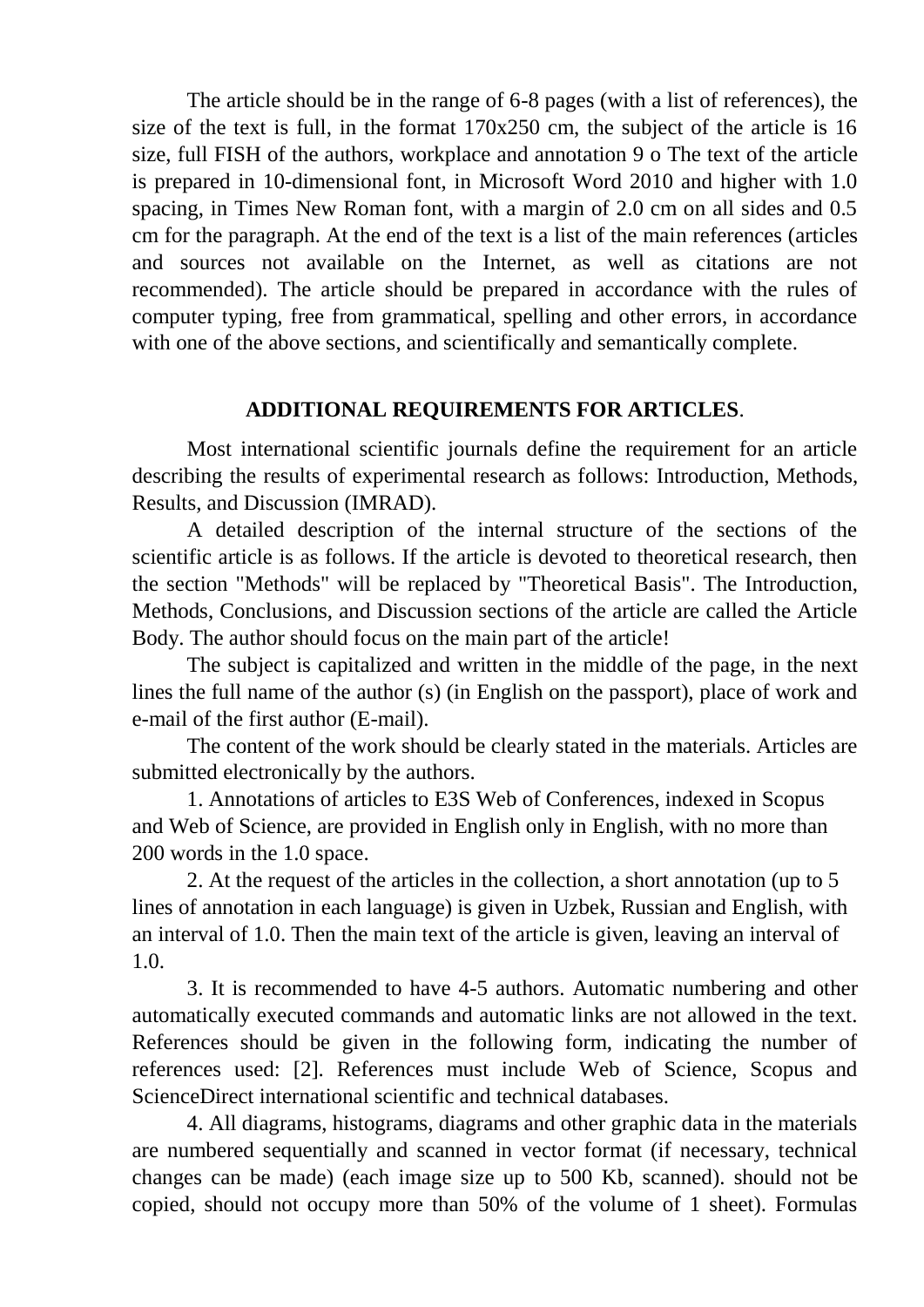The article should be in the range of 6-8 pages (with a list of references), the size of the text is full, in the format 170x250 cm, the subject of the article is 16 size, full FISH of the authors, workplace and annotation 9 o The text of the article is prepared in 10-dimensional font, in Microsoft Word 2010 and higher with 1.0 spacing, in Times New Roman font, with a margin of 2.0 cm on all sides and 0.5 cm for the paragraph. At the end of the text is a list of the main references (articles and sources not available on the Internet, as well as citations are not recommended). The article should be prepared in accordance with the rules of computer typing, free from grammatical, spelling and other errors, in accordance with one of the above sections, and scientifically and semantically complete.

## ADDITIONAL REQUIREMENTS FOR ARTICLES.

Most international scientific journals define the requirement for an article describing the results of experimental research as follows: Introduction, Methods, Results, and Discussion (IMRAD).

A detailed description of the internal structure of the sections of the scientific article is as follows. If the article is devoted to theoretical research, then the section "Methods" will be replaced by "Theoretical Basis". The Introduction, Methods, Conclusions, and Discussion sections of the article are called the Article Body. The author should focus on the main part of the article!

The subject is capitalized and written in the middle of the page, in the next lines the full name of the author (s) (in English on the passport), place of work and e-mail of the first author (E-mail).

The content of the work should be clearly stated in the materials. Articles are submitted electronically by the authors.

1. Annotations of articles to E3S Web of Conferences, indexed in Scopus and Web of Science, are provided in English only in English, with no more than 200 words in the 1.0 space.

2. At the request of the articles in the collection, a short annotation (up to 5 lines of annotation in each language) is given in Uzbek, Russian and English, with an interval of 1.0. Then the main text of the article is given, leaving an interval of 1.0.

3. It is recommended to have 4-5 authors. Automatic numbering and other automatically executed commands and automatic links are not allowed in the text. References should be given in the following form, indicating the number of references used: [2]. References must include Web of Science, Scopus and ScienceDirect international scientific and technical databases.

4. All diagrams, histograms, diagrams and other graphic data in the materials are numbered sequentially and scanned in vector format (if necessary, technical changes can be made) (each image size up to 500 Kb, scanned). should not be copied, should not occupy more than 50% of the volume of 1 sheet). Formulas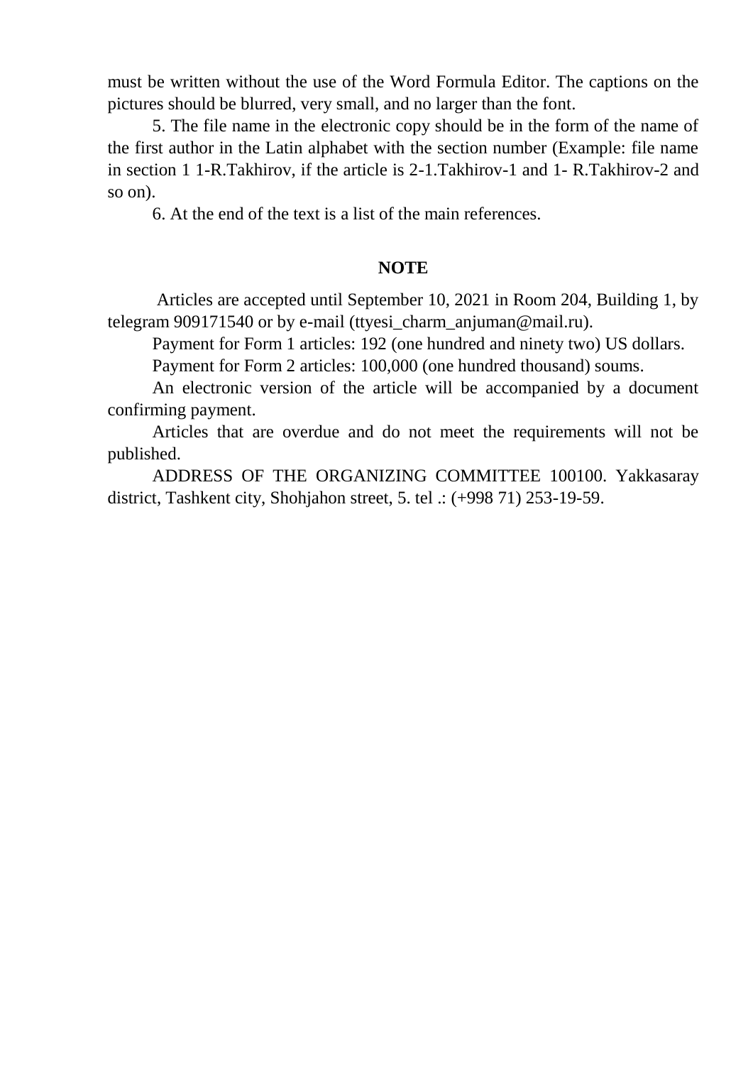must be written without the use of the Word Formula Editor. The captions on the pictures should be blurred, very small, and no larger than the font.

5. The file name in the electronic copy should be in the form of the name of the first author in the Latin alphabet with the section number (Example: file name in section 1 1-R.Takhirov, if the article is 2-1.Takhirov-1 and 1- R.Takhirov-2 and so on).

6. At the end of the text is a list of the main references.

## NOTE

Articles are accepted until September 10, 2021 in Room 204, Building 1, by telegram 909171540 or by e-mail (ttyesi_charm_anjuman@mail.ru).

Payment for Form 1 articles: 192 (one hundred and ninety two) US dollars.

Payment for Form 2 articles: 100,000 (one hundred thousand) soums.

An electronic version of the article will be accompanied by a document confirming payment.

Articles that are overdue and do not meet the requirements will not be published.

ADDRESS OF THE ORGANIZING COMMITTEE 100100. Yakkasaray district, Tashkent city, Shohjahon street, 5. tel .: (+998 71) 253-19-59.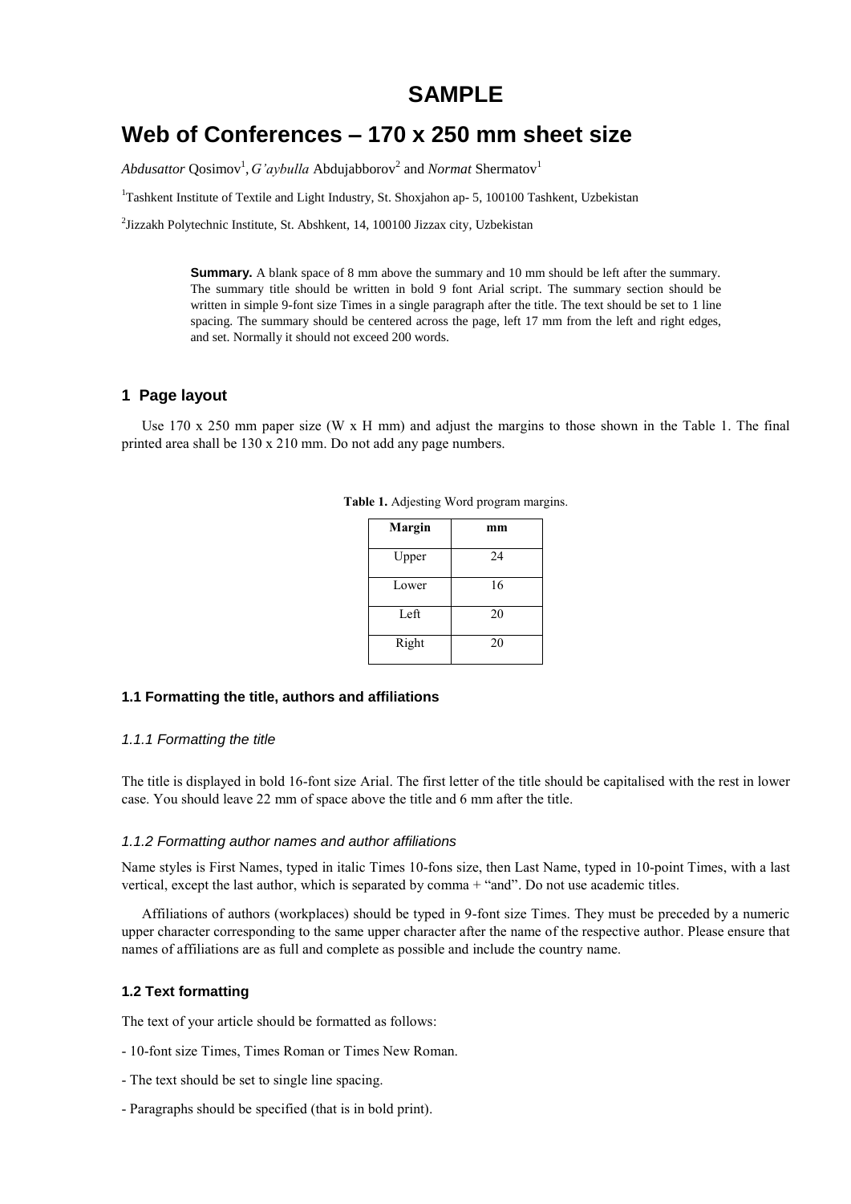# SAMPLE

# Web of Conferences – 170 x 250 mm sheet size

*Abdusattor* Qosimov[1], *G'aybulla* Abdujabborov[2] and *Normat* Shermatov[1]

[1]Tashkent Institute of Textile and Light Industry, St. Shoxjahon ap- 5, 100100 Tashkent, Uzbekistan

[2]Jizzakh Polytechnic Institute, St. Abshkent, 14, 100100 Jizzax city, Uzbekistan

> **Summary.** A blank space of 8 mm above the summary and 10 mm should be left after the summary. The summary title should be written in bold 9 font Arial script. The summary section should be written in simple 9-font size Times in a single paragraph after the title. The text should be set to 1 line spacing. The summary should be centered across the page, left 17 mm from the left and right edges, and set. Normally it should not exceed 200 words.

## 1 Page layout

Use 170 x 250 mm paper size (W x H mm) and adjust the margins to those shown in the Table 1. The final printed area shall be 130 x 210 mm. Do not add any page numbers.

**Table 1.** Adjesting Word program margins.

| Margin | mm |
|---|---|
| Upper | 24 |
| Lower | 16 |
| Left | 20 |
| Right | 20 |

### 1.1 Formatting the title, authors and affiliations

#### *1.1.1 Formatting the title*

The title is displayed in bold 16-font size Arial. The first letter of the title should be capitalised with the rest in lower case. You should leave 22 mm of space above the title and 6 mm after the title.

#### *1.1.2 Formatting author names and author affiliations*

Name styles is First Names, typed in italic Times 10-fons size, then Last Name, typed in 10-point Times, with a last vertical, except the last author, which is separated by comma + "and". Do not use academic titles.

Affiliations of authors (workplaces) should be typed in 9-font size Times. They must be preceded by a numeric upper character corresponding to the same upper character after the name of the respective author. Please ensure that names of affiliations are as full and complete as possible and include the country name.

### 1.2 Text formatting

The text of your article should be formatted as follows:

- 10-font size Times, Times Roman or Times New Roman.

- The text should be set to single line spacing.

- Paragraphs should be specified (that is in bold print).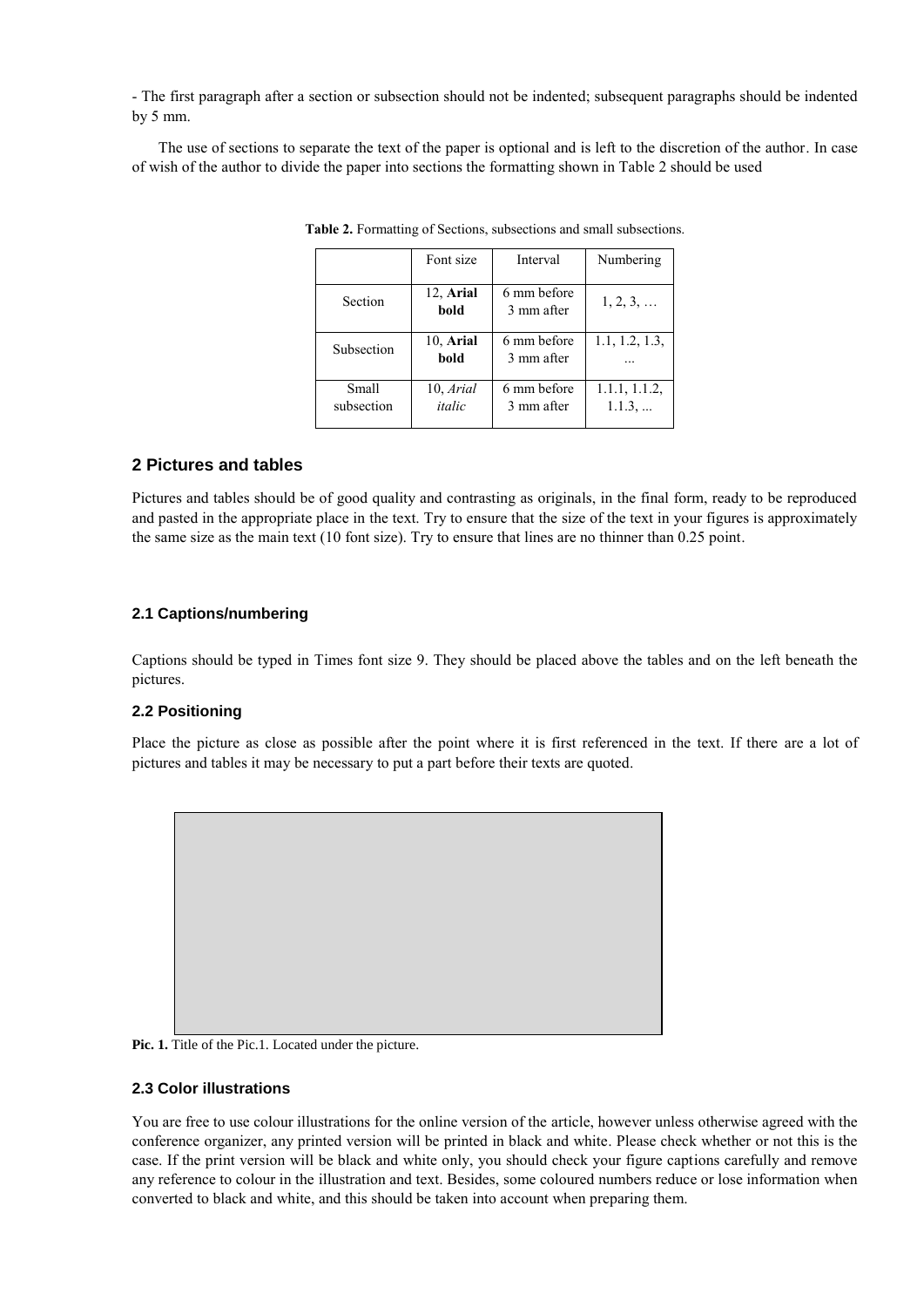- The first paragraph after a section or subsection should not be indented; subsequent paragraphs should be indented by 5 mm.

The use of sections to separate the text of the paper is optional and is left to the discretion of the author. In case of wish of the author to divide the paper into sections the formatting shown in Table 2 should be used

**Table 2.** Formatting of Sections, subsections and small subsections.

| | Font size | Interval | Numbering |
|---|---|---|---|
| Section | 12, **Arial bold** | 6 mm before 3 mm after | 1, 2, 3, … |
| Subsection | 10, **Arial bold** | 6 mm before 3 mm after | 1.1, 1.2, 1.3, … |
| Small subsection | 10, *Arial italic* | 6 mm before 3 mm after | 1.1.1, 1.1.2, 1.1.3, ... |

## 2 Pictures and tables

Pictures and tables should be of good quality and contrasting as originals, in the final form, ready to be reproduced and pasted in the appropriate place in the text. Try to ensure that the size of the text in your figures is approximately the same size as the main text (10 font size). Try to ensure that lines are no thinner than 0.25 point.

### 2.1 Captions/numbering

Captions should be typed in Times font size 9. They should be placed above the tables and on the left beneath the pictures.

### 2.2 Positioning

Place the picture as close as possible after the point where it is first referenced in the text. If there are a lot of pictures and tables it may be necessary to put a part before their texts are quoted.

**Pic. 1.** Title of the Pic.1. Located under the picture.

### 2.3 Color illustrations

You are free to use colour illustrations for the online version of the article, however unless otherwise agreed with the conference organizer, any printed version will be printed in black and white. Please check whether or not this is the case. If the print version will be black and white only, you should check your figure captions carefully and remove any reference to colour in the illustration and text. Besides, some coloured numbers reduce or lose information when converted to black and white, and this should be taken into account when preparing them.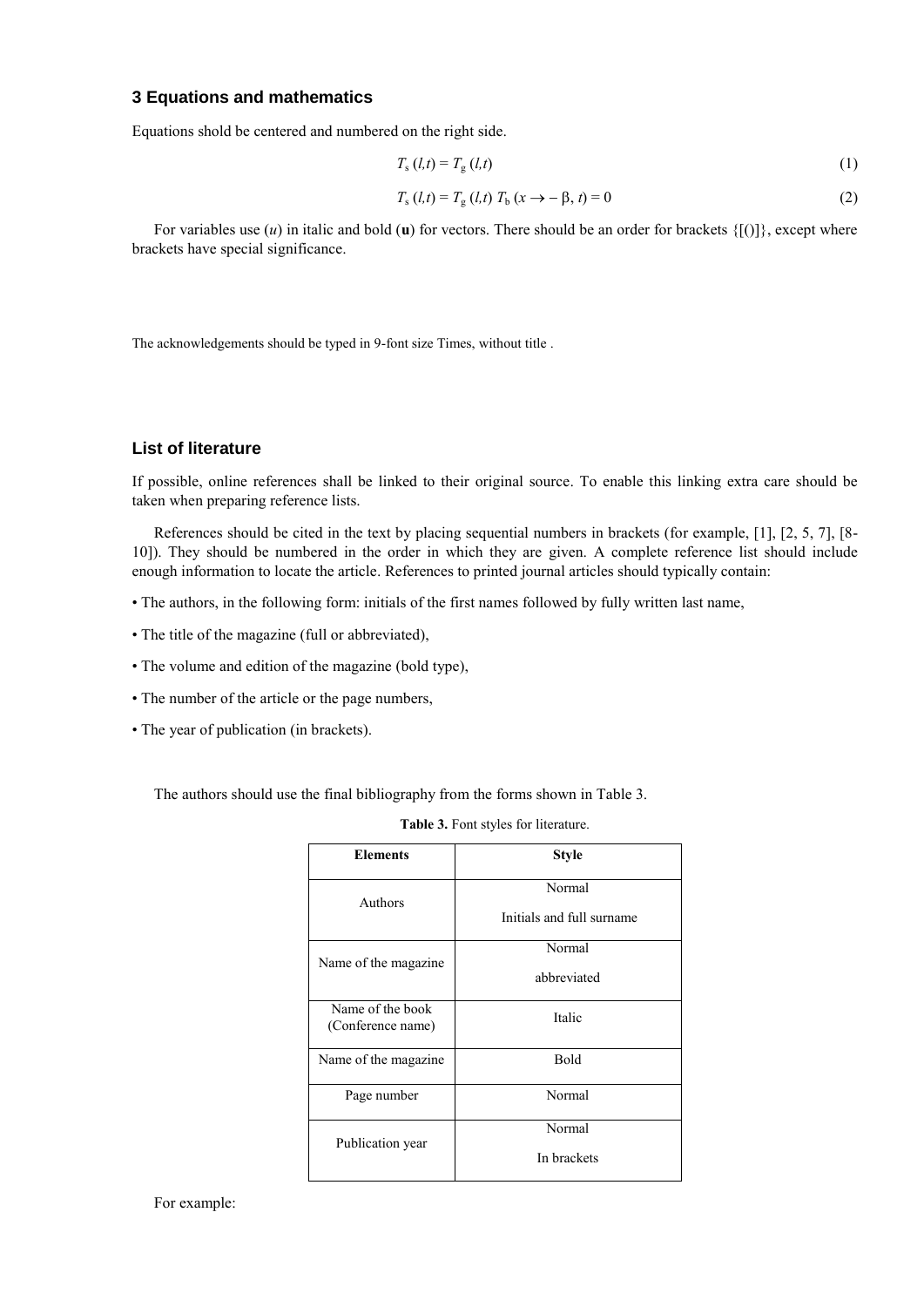## 3 Equations and mathematics

Equations shold be centered and numbered on the right side.

$$T_s\,(l,t) = T_g\,(l,t) \tag{1}$$

$$T_s\,(l,t) = T_g\,(l,t)\; T_b\,(x \rightarrow -\beta,\, t) = 0 \tag{2}$$

For variables use ($u$) in italic and bold (**u**) for vectors. There should be an order for brackets {[()]}, except where brackets have special significance.

The acknowledgements should be typed in 9-font size Times, without title .

## List of literature

If possible, online references shall be linked to their original source. To enable this linking extra care should be taken when preparing reference lists.

References should be cited in the text by placing sequential numbers in brackets (for example, [1], [2, 5, 7], [8-10]). They should be numbered in the order in which they are given. A complete reference list should include enough information to locate the article. References to printed journal articles should typically contain:

• The authors, in the following form: initials of the first names followed by fully written last name,

• The title of the magazine (full or abbreviated),

• The volume and edition of the magazine (bold type),

• The number of the article or the page numbers,

• The year of publication (in brackets).

The authors should use the final bibliography from the forms shown in Table 3.

**Table 3.** Font styles for literature.

| Elements | Style |
|---|---|
| Authors | Normal<br>Initials and full surname |
| Name of the magazine | Normal<br>abbreviated |
| Name of the book (Conference name) | Italic |
| Name of the magazine | Bold |
| Page number | Normal |
| Publication year | Normal<br>In brackets |

For example: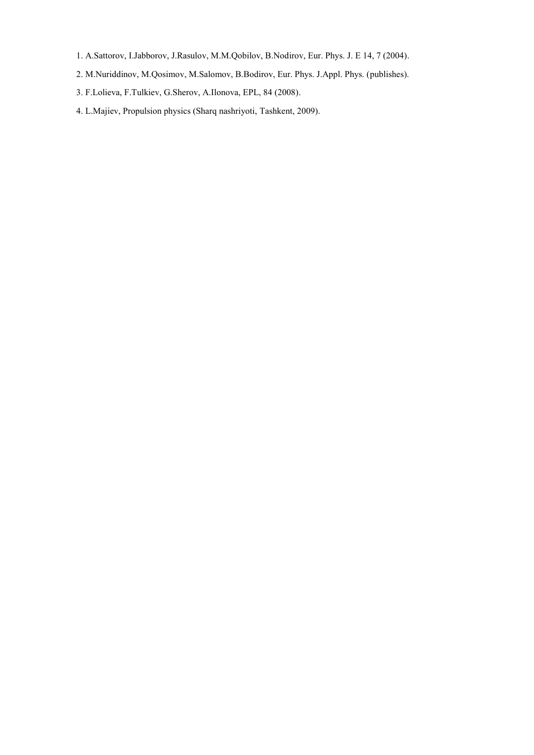1. A.Sattorov, I.Jabborov, J.Rasulov, M.M.Qobilov, B.Nodirov, Eur. Phys. J. E 14, 7 (2004).
2. M.Nuriddinov, M.Qosimov, M.Salomov, B.Bodirov, Eur. Phys. J.Appl. Phys. (publishes).
3. F.Lolieva, F.Tulkiev, G.Sherov, A.Ilonova, EPL, 84 (2008).
4. L.Majiev, Propulsion physics (Sharq nashriyoti, Tashkent, 2009).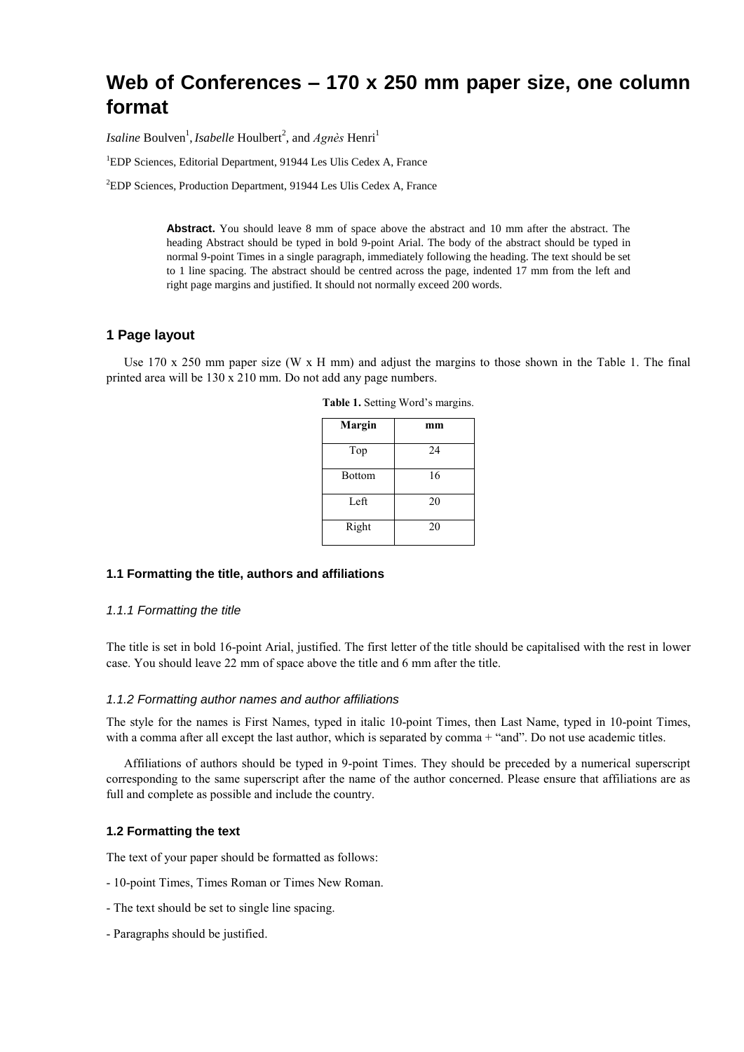# Web of Conferences – 170 x 250 mm paper size, one column format

*Isaline* Boulven[1], *Isabelle* Houlbert[2], and *Agnès* Henri[1]

[1]EDP Sciences, Editorial Department, 91944 Les Ulis Cedex A, France

[2]EDP Sciences, Production Department, 91944 Les Ulis Cedex A, France

**Abstract.** You should leave 8 mm of space above the abstract and 10 mm after the abstract. The heading Abstract should be typed in bold 9-point Arial. The body of the abstract should be typed in normal 9-point Times in a single paragraph, immediately following the heading. The text should be set to 1 line spacing. The abstract should be centred across the page, indented 17 mm from the left and right page margins and justified. It should not normally exceed 200 words.

## 1 Page layout

Use 170 x 250 mm paper size (W x H mm) and adjust the margins to those shown in the Table 1. The final printed area will be 130 x 210 mm. Do not add any page numbers.

**Table 1.** Setting Word's margins.

| Margin | mm |
|---|---|
| Top | 24 |
| Bottom | 16 |
| Left | 20 |
| Right | 20 |

### 1.1 Formatting the title, authors and affiliations

#### *1.1.1 Formatting the title*

The title is set in bold 16-point Arial, justified. The first letter of the title should be capitalised with the rest in lower case. You should leave 22 mm of space above the title and 6 mm after the title.

#### *1.1.2 Formatting author names and author affiliations*

The style for the names is First Names, typed in italic 10-point Times, then Last Name, typed in 10-point Times, with a comma after all except the last author, which is separated by comma + "and". Do not use academic titles.

Affiliations of authors should be typed in 9-point Times. They should be preceded by a numerical superscript corresponding to the same superscript after the name of the author concerned. Please ensure that affiliations are as full and complete as possible and include the country.

### 1.2 Formatting the text

The text of your paper should be formatted as follows:

- 10-point Times, Times Roman or Times New Roman.

- The text should be set to single line spacing.

- Paragraphs should be justified.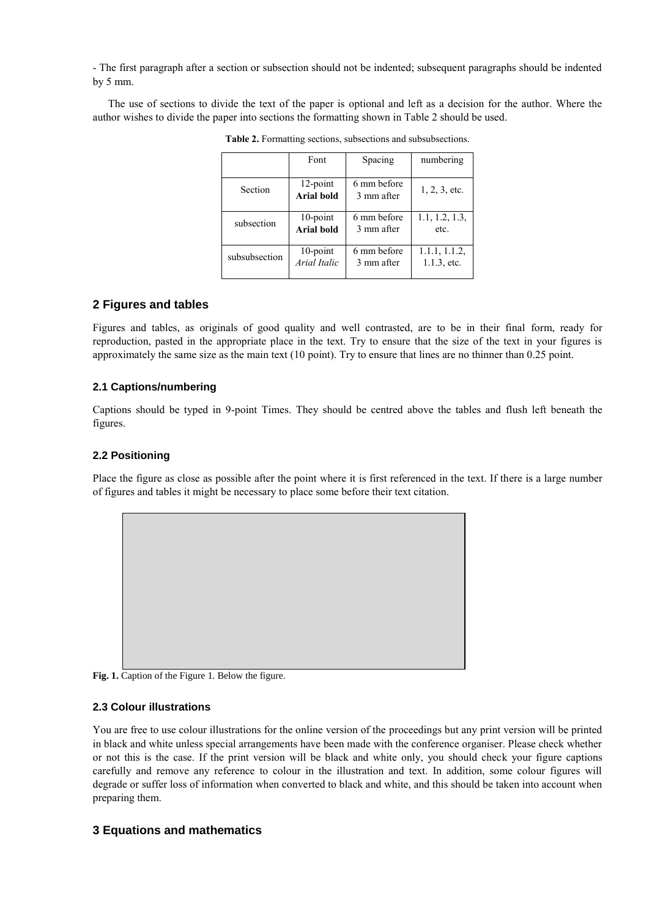- The first paragraph after a section or subsection should not be indented; subsequent paragraphs should be indented by 5 mm.

The use of sections to divide the text of the paper is optional and left as a decision for the author. Where the author wishes to divide the paper into sections the formatting shown in Table 2 should be used.

**Table 2.** Formatting sections, subsections and subsubsections.

| | Font | Spacing | numbering |
|---|---|---|---|
| Section | 12-point **Arial bold** | 6 mm before 3 mm after | 1, 2, 3, etc. |
| subsection | 10-point **Arial bold** | 6 mm before 3 mm after | 1.1, 1.2, 1.3, etc. |
| subsubsection | 10-point *Arial Italic* | 6 mm before 3 mm after | 1.1.1, 1.1.2, 1.1.3, etc. |

## 2 Figures and tables

Figures and tables, as originals of good quality and well contrasted, are to be in their final form, ready for reproduction, pasted in the appropriate place in the text. Try to ensure that the size of the text in your figures is approximately the same size as the main text (10 point). Try to ensure that lines are no thinner than 0.25 point.

### 2.1 Captions/numbering

Captions should be typed in 9-point Times. They should be centred above the tables and flush left beneath the figures.

### 2.2 Positioning

Place the figure as close as possible after the point where it is first referenced in the text. If there is a large number of figures and tables it might be necessary to place some before their text citation.

**Fig. 1.** Caption of the Figure 1. Below the figure.

### 2.3 Colour illustrations

You are free to use colour illustrations for the online version of the proceedings but any print version will be printed in black and white unless special arrangements have been made with the conference organiser. Please check whether or not this is the case. If the print version will be black and white only, you should check your figure captions carefully and remove any reference to colour in the illustration and text. In addition, some colour figures will degrade or suffer loss of information when converted to black and white, and this should be taken into account when preparing them.

## 3 Equations and mathematics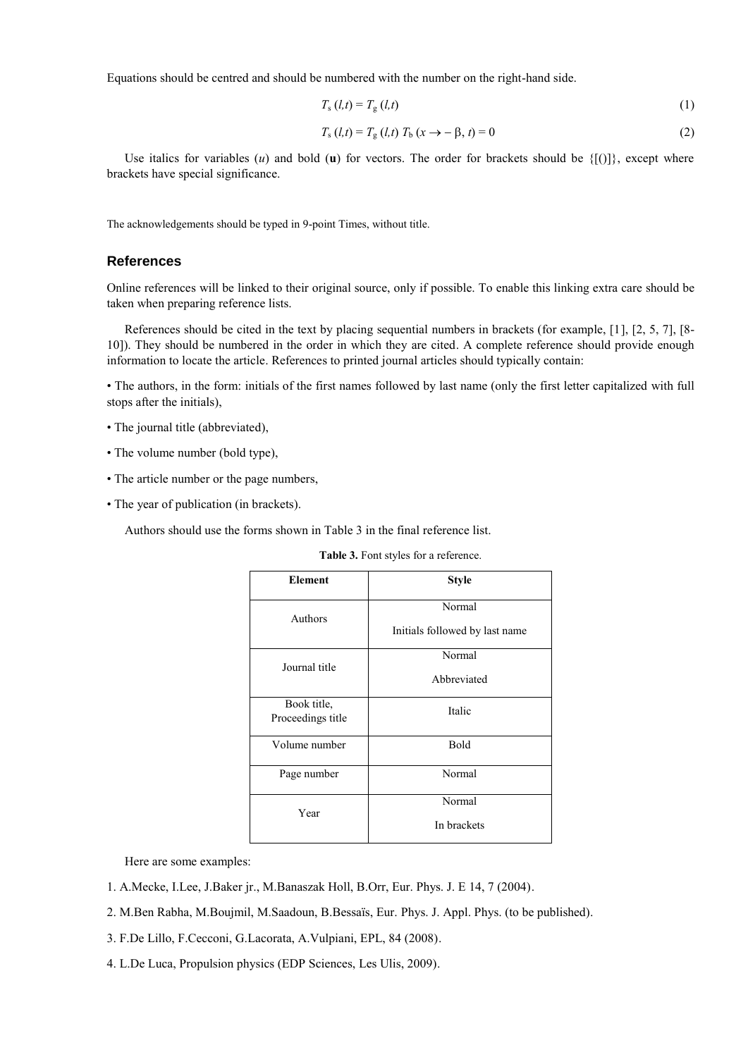Equations should be centred and should be numbered with the number on the right-hand side.

$$T_s(l,t) = T_g(l,t) \tag{1}$$

$$T_s(l,t) = T_g(l,t)\ T_b(x \to -\beta, t) = 0 \tag{2}$$

Use italics for variables ($u$) and bold ($\mathbf{u}$) for vectors. The order for brackets should be {[()]}, except where brackets have special significance.

The acknowledgements should be typed in 9-point Times, without title.

## References

Online references will be linked to their original source, only if possible. To enable this linking extra care should be taken when preparing reference lists.

References should be cited in the text by placing sequential numbers in brackets (for example, [1], [2, 5, 7], [8-10]). They should be numbered in the order in which they are cited. A complete reference should provide enough information to locate the article. References to printed journal articles should typically contain:

• The authors, in the form: initials of the first names followed by last name (only the first letter capitalized with full stops after the initials),

• The journal title (abbreviated),

• The volume number (bold type),

• The article number or the page numbers,

• The year of publication (in brackets).

Authors should use the forms shown in Table 3 in the final reference list.

**Table 3.** Font styles for a reference.

| Element | Style |
|---|---|
| Authors | Normal<br>Initials followed by last name |
| Journal title | Normal<br>Abbreviated |
| Book title, Proceedings title | Italic |
| Volume number | Bold |
| Page number | Normal |
| Year | Normal<br>In brackets |

Here are some examples:

1. A.Mecke, I.Lee, J.Baker jr., M.Banaszak Holl, B.Orr, Eur. Phys. J. E 14, 7 (2004).

2. M.Ben Rabha, M.Boujmil, M.Saadoun, B.Bessaïs, Eur. Phys. J. Appl. Phys. (to be published).

3. F.De Lillo, F.Cecconi, G.Lacorata, A.Vulpiani, EPL, 84 (2008).

4. L.De Luca, Propulsion physics (EDP Sciences, Les Ulis, 2009).